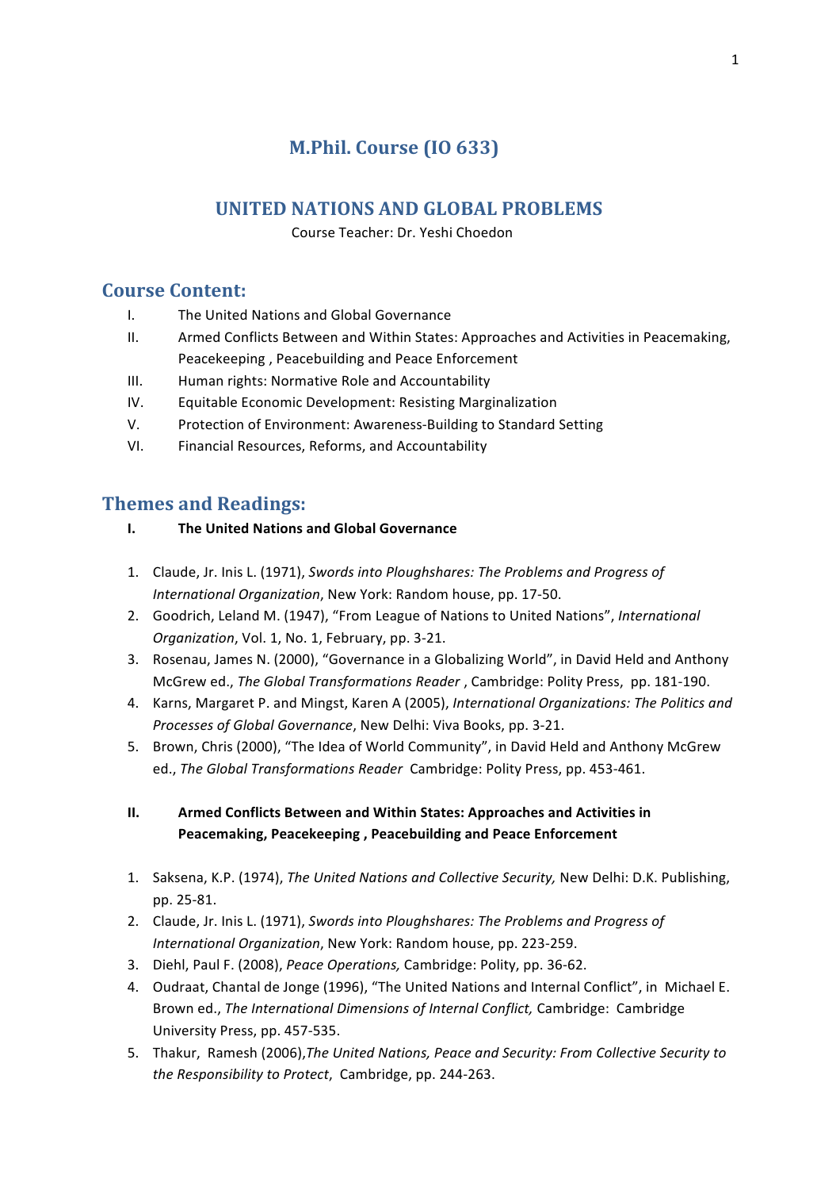# M.Phil. Course (IO 633)

## UNITED NATIONS AND GLOBAL PROBLEMS

Course Teacher: Dr. Yeshi Choedon

## Course Content:

I. The United Nations and Global Governance

II. Armed Conflicts Between and Within States: Approaches and Activities in Peacemaking, Peacekeeping , Peacebuilding and Peace Enforcement

III. Human rights: Normative Role and Accountability

IV. Equitable Economic Development: Resisting Marginalization

V. Protection of Environment: Awareness-Building to Standard Setting

VI. Financial Resources, Reforms, and Accountability

## Themes and Readings:

### I. The United Nations and Global Governance

1. Claude, Jr. Inis L. (1971), *Swords into Ploughshares: The Problems and Progress of International Organization*, New York: Random house, pp. 17-50.
2. Goodrich, Leland M. (1947), "From League of Nations to United Nations", *International Organization*, Vol. 1, No. 1, February, pp. 3-21.
3. Rosenau, James N. (2000), "Governance in a Globalizing World", in David Held and Anthony McGrew ed., *The Global Transformations Reader* , Cambridge: Polity Press, pp. 181-190.
4. Karns, Margaret P. and Mingst, Karen A (2005), *International Organizations: The Politics and Processes of Global Governance*, New Delhi: Viva Books, pp. 3-21.
5. Brown, Chris (2000), "The Idea of World Community", in David Held and Anthony McGrew ed., *The Global Transformations Reader* Cambridge: Polity Press, pp. 453-461.

### II. Armed Conflicts Between and Within States: Approaches and Activities in Peacemaking, Peacekeeping , Peacebuilding and Peace Enforcement

1. Saksena, K.P. (1974), *The United Nations and Collective Security,* New Delhi: D.K. Publishing, pp. 25-81.
2. Claude, Jr. Inis L. (1971), *Swords into Ploughshares: The Problems and Progress of International Organization*, New York: Random house, pp. 223-259.
3. Diehl, Paul F. (2008), *Peace Operations,* Cambridge: Polity, pp. 36-62.
4. Oudraat, Chantal de Jonge (1996), "The United Nations and Internal Conflict", in Michael E. Brown ed., *The International Dimensions of Internal Conflict,* Cambridge: Cambridge University Press, pp. 457-535.
5. Thakur, Ramesh (2006),*The United Nations, Peace and Security: From Collective Security to the Responsibility to Protect*, Cambridge, pp. 244-263.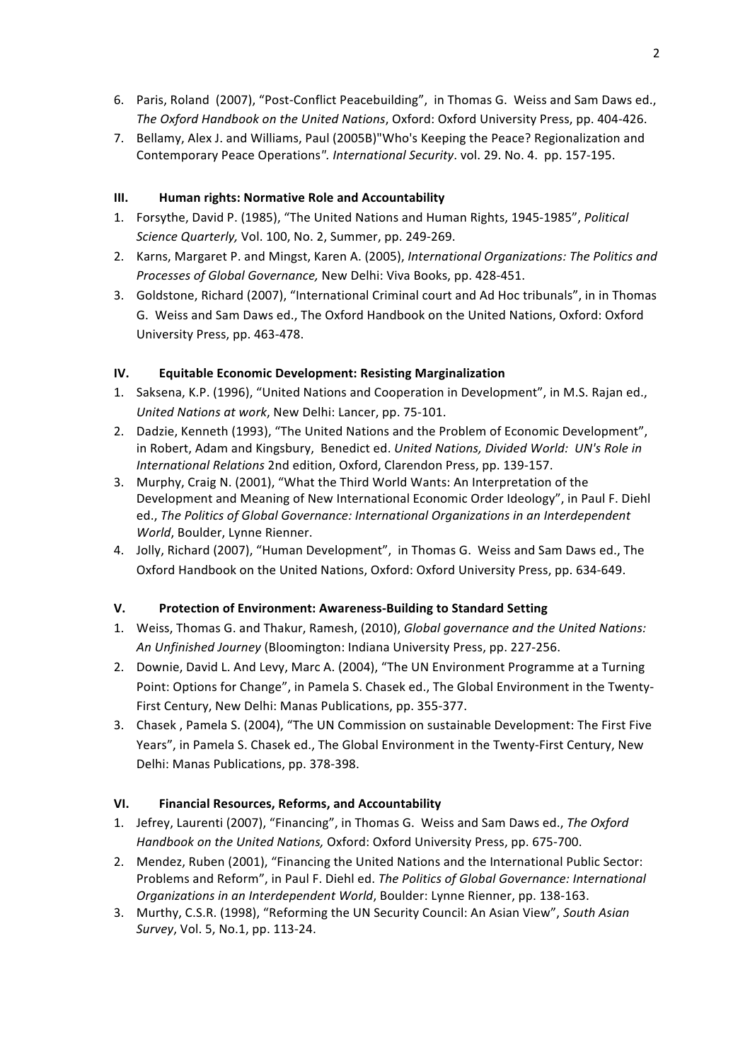6. Paris, Roland (2007), "Post-Conflict Peacebuilding", in Thomas G. Weiss and Sam Daws ed., *The Oxford Handbook on the United Nations*, Oxford: Oxford University Press, pp. 404-426.
7. Bellamy, Alex J. and Williams, Paul (2005B)"Who's Keeping the Peace? Regionalization and Contemporary Peace Operations"*. International Security*. vol. 29. No. 4. pp. 157-195.

### III. Human rights: Normative Role and Accountability

1. Forsythe, David P. (1985), "The United Nations and Human Rights, 1945-1985", *Political Science Quarterly,* Vol. 100, No. 2, Summer, pp. 249-269.
2. Karns, Margaret P. and Mingst, Karen A. (2005), *International Organizations: The Politics and Processes of Global Governance,* New Delhi: Viva Books, pp. 428-451.
3. Goldstone, Richard (2007), "International Criminal court and Ad Hoc tribunals", in in Thomas G. Weiss and Sam Daws ed., The Oxford Handbook on the United Nations, Oxford: Oxford University Press, pp. 463-478.

### IV. Equitable Economic Development: Resisting Marginalization

1. Saksena, K.P. (1996), "United Nations and Cooperation in Development", in M.S. Rajan ed., *United Nations at work*, New Delhi: Lancer, pp. 75-101.
2. Dadzie, Kenneth (1993), "The United Nations and the Problem of Economic Development", in Robert, Adam and Kingsbury, Benedict ed. *United Nations, Divided World: UN's Role in International Relations* 2nd edition, Oxford, Clarendon Press, pp. 139-157.
3. Murphy, Craig N. (2001), "What the Third World Wants: An Interpretation of the Development and Meaning of New International Economic Order Ideology", in Paul F. Diehl ed., *The Politics of Global Governance: International Organizations in an Interdependent World*, Boulder, Lynne Rienner.
4. Jolly, Richard (2007), "Human Development", in Thomas G. Weiss and Sam Daws ed., The Oxford Handbook on the United Nations, Oxford: Oxford University Press, pp. 634-649.

### V. Protection of Environment: Awareness-Building to Standard Setting

1. Weiss, Thomas G. and Thakur, Ramesh, (2010), *Global governance and the United Nations: An Unfinished Journey* (Bloomington: Indiana University Press, pp. 227-256.
2. Downie, David L. And Levy, Marc A. (2004), "The UN Environment Programme at a Turning Point: Options for Change", in Pamela S. Chasek ed., The Global Environment in the Twenty-First Century, New Delhi: Manas Publications, pp. 355-377.
3. Chasek , Pamela S. (2004), "The UN Commission on sustainable Development: The First Five Years", in Pamela S. Chasek ed., The Global Environment in the Twenty-First Century, New Delhi: Manas Publications, pp. 378-398.

### VI. Financial Resources, Reforms, and Accountability

1. Jefrey, Laurenti (2007), "Financing", in Thomas G. Weiss and Sam Daws ed., *The Oxford Handbook on the United Nations,* Oxford: Oxford University Press, pp. 675-700.
2. Mendez, Ruben (2001), "Financing the United Nations and the International Public Sector: Problems and Reform", in Paul F. Diehl ed. *The Politics of Global Governance: International Organizations in an Interdependent World*, Boulder: Lynne Rienner, pp. 138-163.
3. Murthy, C.S.R. (1998), "Reforming the UN Security Council: An Asian View", *South Asian Survey*, Vol. 5, No.1, pp. 113-24.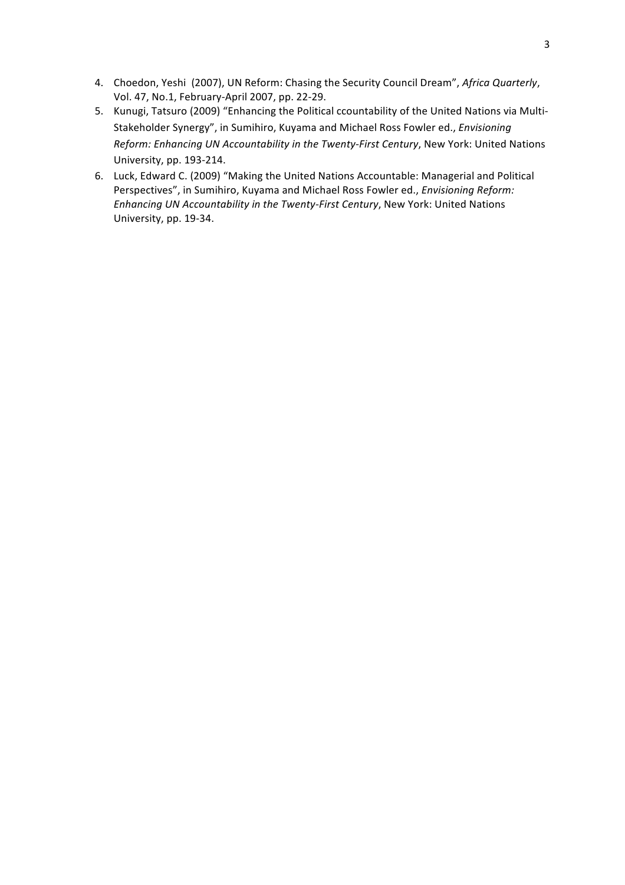4. Choedon, Yeshi (2007), UN Reform: Chasing the Security Council Dream", *Africa Quarterly*, Vol. 47, No.1, February-April 2007, pp. 22-29.
5. Kunugi, Tatsuro (2009) "Enhancing the Political ccountability of the United Nations via Multi-Stakeholder Synergy", in Sumihiro, Kuyama and Michael Ross Fowler ed., *Envisioning Reform: Enhancing UN Accountability in the Twenty-First Century*, New York: United Nations University, pp. 193-214.
6. Luck, Edward C. (2009) "Making the United Nations Accountable: Managerial and Political Perspectives", in Sumihiro, Kuyama and Michael Ross Fowler ed., *Envisioning Reform: Enhancing UN Accountability in the Twenty-First Century*, New York: United Nations University, pp. 19-34.